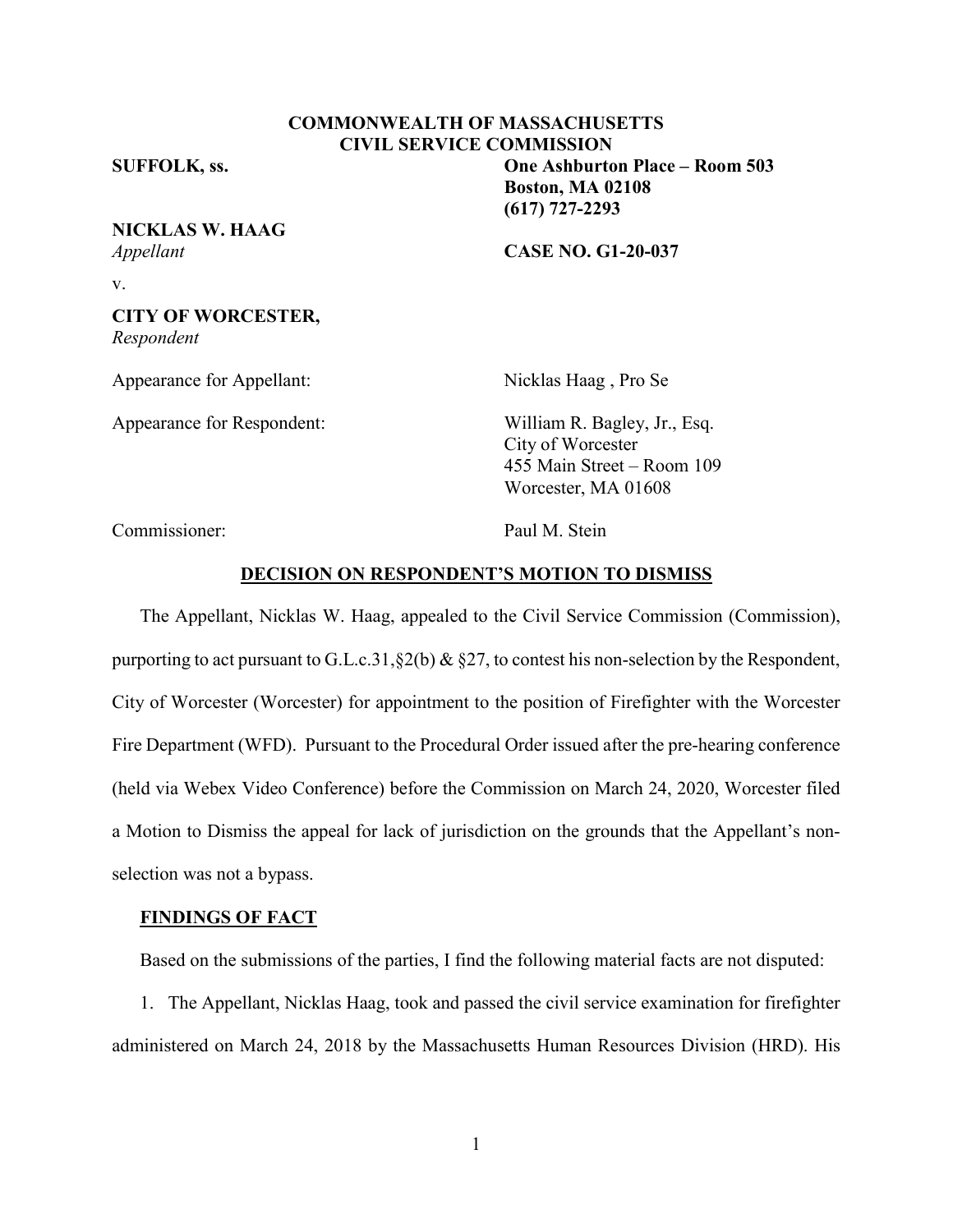**COMMONWEALTH OF MASSACHUSETTS**
**CIVIL SERVICE COMMISSION**

**SUFFOLK, ss.**

**One Ashburton Place – Room 503**
**Boston, MA 02108**
**(617) 727-2293**

**NICKLAS W. HAAG**
*Appellant*

**CASE NO. G1-20-037**

v.

**CITY OF WORCESTER,**
*Respondent*

Appearance for Appellant: Nicklas Haag , Pro Se

Appearance for Respondent: William R. Bagley, Jr., Esq.
City of Worcester
455 Main Street – Room 109
Worcester, MA 01608

Commissioner: Paul M. Stein

## DECISION ON RESPONDENT'S MOTION TO DISMISS

The Appellant, Nicklas W. Haag, appealed to the Civil Service Commission (Commission), purporting to act pursuant to G.L.c.31,§2(b) & §27, to contest his non-selection by the Respondent, City of Worcester (Worcester) for appointment to the position of Firefighter with the Worcester Fire Department (WFD). Pursuant to the Procedural Order issued after the pre-hearing conference (held via Webex Video Conference) before the Commission on March 24, 2020, Worcester filed a Motion to Dismiss the appeal for lack of jurisdiction on the grounds that the Appellant's non-selection was not a bypass.

### FINDINGS OF FACT

Based on the submissions of the parties, I find the following material facts are not disputed:

1. The Appellant, Nicklas Haag, took and passed the civil service examination for firefighter administered on March 24, 2018 by the Massachusetts Human Resources Division (HRD). His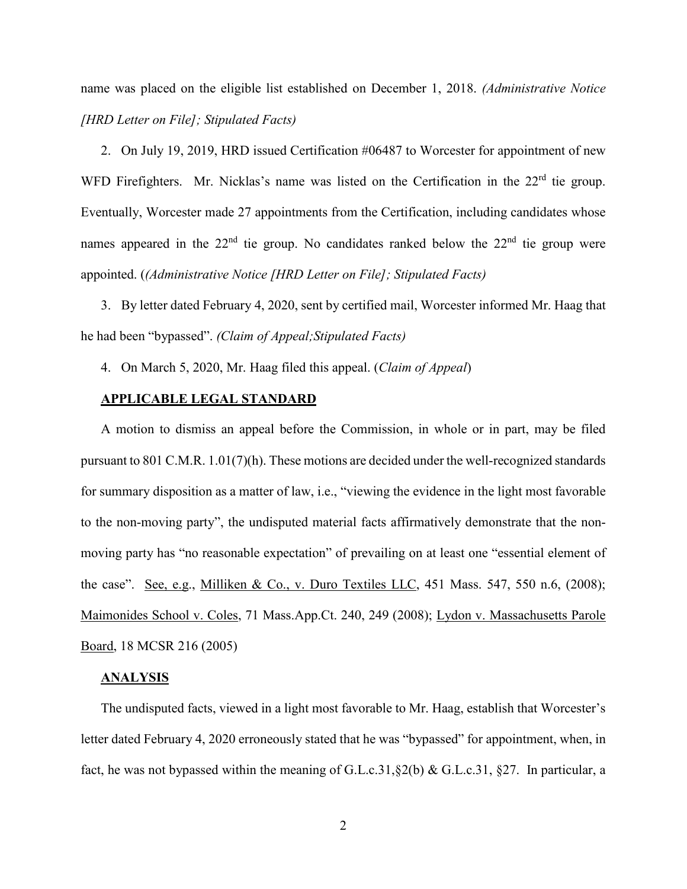name was placed on the eligible list established on December 1, 2018. *(Administrative Notice [HRD Letter on File]; Stipulated Facts)*

2. On July 19, 2019, HRD issued Certification #06487 to Worcester for appointment of new WFD Firefighters. Mr. Nicklas's name was listed on the Certification in the 22nd tie group. Eventually, Worcester made 27 appointments from the Certification, including candidates whose names appeared in the 22nd tie group. No candidates ranked below the 22nd tie group were appointed. (*(Administrative Notice [HRD Letter on File]; Stipulated Facts)*

3. By letter dated February 4, 2020, sent by certified mail, Worcester informed Mr. Haag that he had been "bypassed". *(Claim of Appeal;Stipulated Facts)*

4. On March 5, 2020, Mr. Haag filed this appeal. (*Claim of Appeal*)

## APPLICABLE LEGAL STANDARD

A motion to dismiss an appeal before the Commission, in whole or in part, may be filed pursuant to 801 C.M.R. 1.01(7)(h). These motions are decided under the well-recognized standards for summary disposition as a matter of law, i.e., "viewing the evidence in the light most favorable to the non-moving party", the undisputed material facts affirmatively demonstrate that the non-moving party has "no reasonable expectation" of prevailing on at least one "essential element of the case". See, e.g., Milliken & Co., v. Duro Textiles LLC, 451 Mass. 547, 550 n.6, (2008); Maimonides School v. Coles, 71 Mass.App.Ct. 240, 249 (2008); Lydon v. Massachusetts Parole Board, 18 MCSR 216 (2005)

## ANALYSIS

The undisputed facts, viewed in a light most favorable to Mr. Haag, establish that Worcester's letter dated February 4, 2020 erroneously stated that he was "bypassed" for appointment, when, in fact, he was not bypassed within the meaning of G.L.c.31,§2(b) & G.L.c.31, §27. In particular, a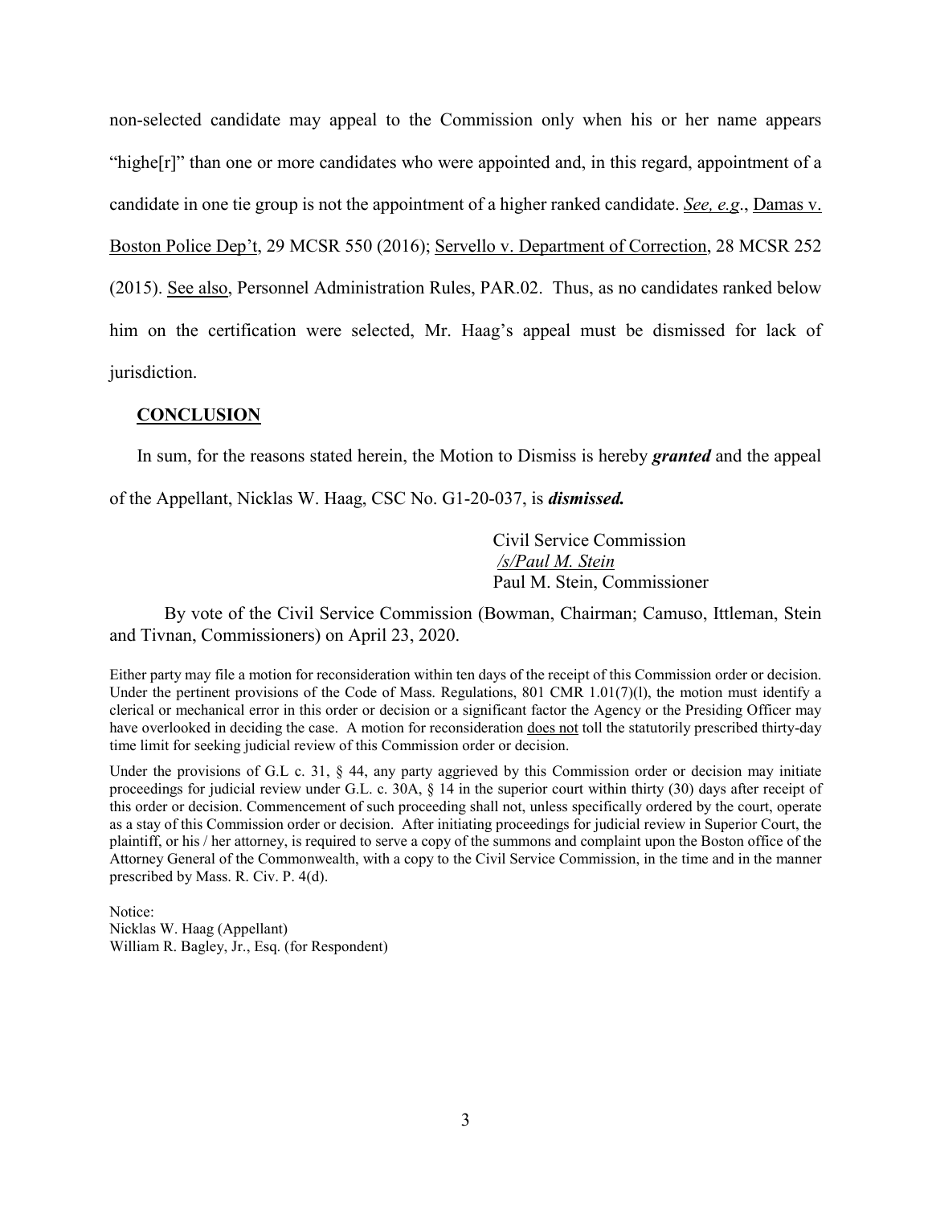non-selected candidate may appeal to the Commission only when his or her name appears "highe[r]" than one or more candidates who were appointed and, in this regard, appointment of a candidate in one tie group is not the appointment of a higher ranked candidate. *See, e.g*., Damas v. Boston Police Dep't, 29 MCSR 550 (2016); Servello v. Department of Correction, 28 MCSR 252 (2015). See also, Personnel Administration Rules, PAR.02. Thus, as no candidates ranked below him on the certification were selected, Mr. Haag's appeal must be dismissed for lack of jurisdiction.

## **CONCLUSION**

In sum, for the reasons stated herein, the Motion to Dismiss is hereby ***granted*** and the appeal of the Appellant, Nicklas W. Haag, CSC No. G1-20-037, is ***dismissed.***

Civil Service Commission
*/s/Paul M. Stein*
Paul M. Stein, Commissioner

By vote of the Civil Service Commission (Bowman, Chairman; Camuso, Ittleman, Stein and Tivnan, Commissioners) on April 23, 2020.

Either party may file a motion for reconsideration within ten days of the receipt of this Commission order or decision. Under the pertinent provisions of the Code of Mass. Regulations, 801 CMR 1.01(7)(l), the motion must identify a clerical or mechanical error in this order or decision or a significant factor the Agency or the Presiding Officer may have overlooked in deciding the case. A motion for reconsideration does not toll the statutorily prescribed thirty-day time limit for seeking judicial review of this Commission order or decision.

Under the provisions of G.L c. 31, § 44, any party aggrieved by this Commission order or decision may initiate proceedings for judicial review under G.L. c. 30A, § 14 in the superior court within thirty (30) days after receipt of this order or decision. Commencement of such proceeding shall not, unless specifically ordered by the court, operate as a stay of this Commission order or decision. After initiating proceedings for judicial review in Superior Court, the plaintiff, or his / her attorney, is required to serve a copy of the summons and complaint upon the Boston office of the Attorney General of the Commonwealth, with a copy to the Civil Service Commission, in the time and in the manner prescribed by Mass. R. Civ. P. 4(d).

Notice:
Nicklas W. Haag (Appellant)
William R. Bagley, Jr., Esq. (for Respondent)